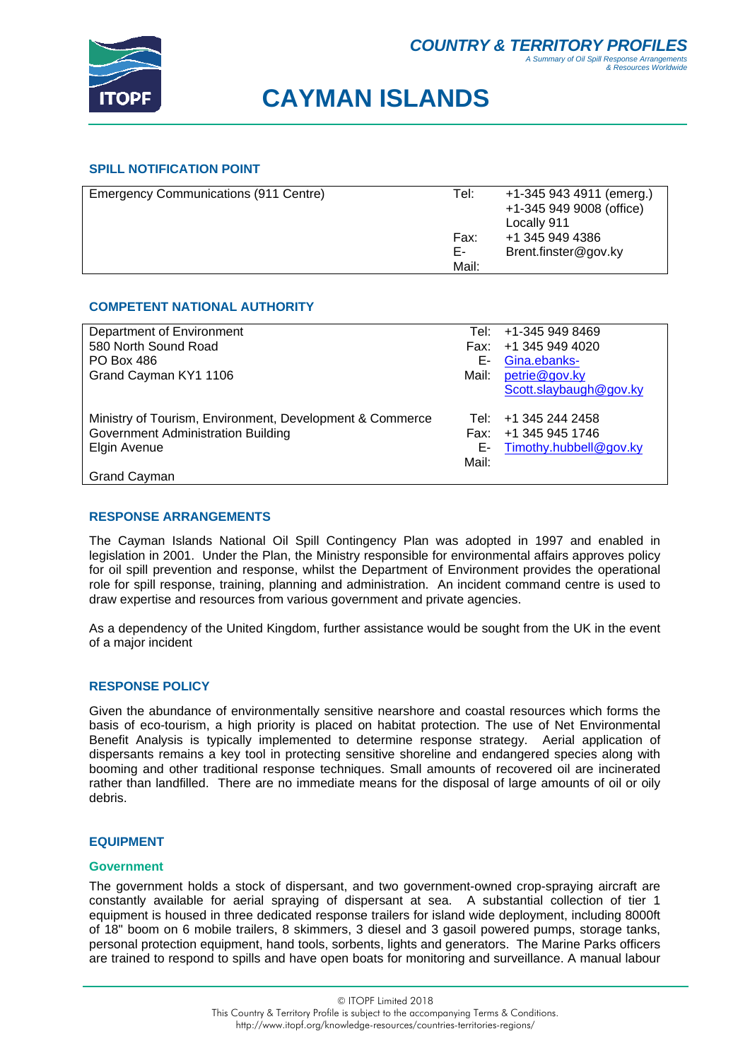*COUNTRY & TERRITORY PROFILES*

*A Summary of Oil Spill Response Arrangements & Resources Worldwide*

# CAYMAN ISLANDS

## SPILL NOTIFICATION POINT

| | | |
|---|---|---|
| Emergency Communications (911 Centre) | Tel: | +1-345 943 4911 (emerg.)<br>+1-345 949 9008 (office)<br>Locally 911 |
| | Fax: | +1 345 949 4386 |
| | E-Mail: | Brent.finster@gov.ky |

## COMPETENT NATIONAL AUTHORITY

| | | |
|---|---|---|
| Department of Environment<br>580 North Sound Road<br>PO Box 486<br>Grand Cayman KY1 1106 | Tel:<br>Fax:<br>E-Mail: | +1-345 949 8469<br>+1 345 949 4020<br>Gina.ebanks-petrie@gov.ky<br>Scott.slaybaugh@gov.ky |
| Ministry of Tourism, Environment, Development & Commerce<br>Government Administration Building<br>Elgin Avenue<br><br>Grand Cayman | Tel:<br>Fax:<br>E-Mail: | +1 345 244 2458<br>+1 345 945 1746<br>Timothy.hubbell@gov.ky |

## RESPONSE ARRANGEMENTS

The Cayman Islands National Oil Spill Contingency Plan was adopted in 1997 and enabled in legislation in 2001. Under the Plan, the Ministry responsible for environmental affairs approves policy for oil spill prevention and response, whilst the Department of Environment provides the operational role for spill response, training, planning and administration. An incident command centre is used to draw expertise and resources from various government and private agencies.

As a dependency of the United Kingdom, further assistance would be sought from the UK in the event of a major incident

## RESPONSE POLICY

Given the abundance of environmentally sensitive nearshore and coastal resources which forms the basis of eco-tourism, a high priority is placed on habitat protection. The use of Net Environmental Benefit Analysis is typically implemented to determine response strategy. Aerial application of dispersants remains a key tool in protecting sensitive shoreline and endangered species along with booming and other traditional response techniques. Small amounts of recovered oil are incinerated rather than landfilled. There are no immediate means for the disposal of large amounts of oil or oily debris.

## EQUIPMENT

### Government

The government holds a stock of dispersant, and two government-owned crop-spraying aircraft are constantly available for aerial spraying of dispersant at sea. A substantial collection of tier 1 equipment is housed in three dedicated response trailers for island wide deployment, including 8000ft of 18" boom on 6 mobile trailers, 8 skimmers, 3 diesel and 3 gasoil powered pumps, storage tanks, personal protection equipment, hand tools, sorbents, lights and generators. The Marine Parks officers are trained to respond to spills and have open boats for monitoring and surveillance. A manual labour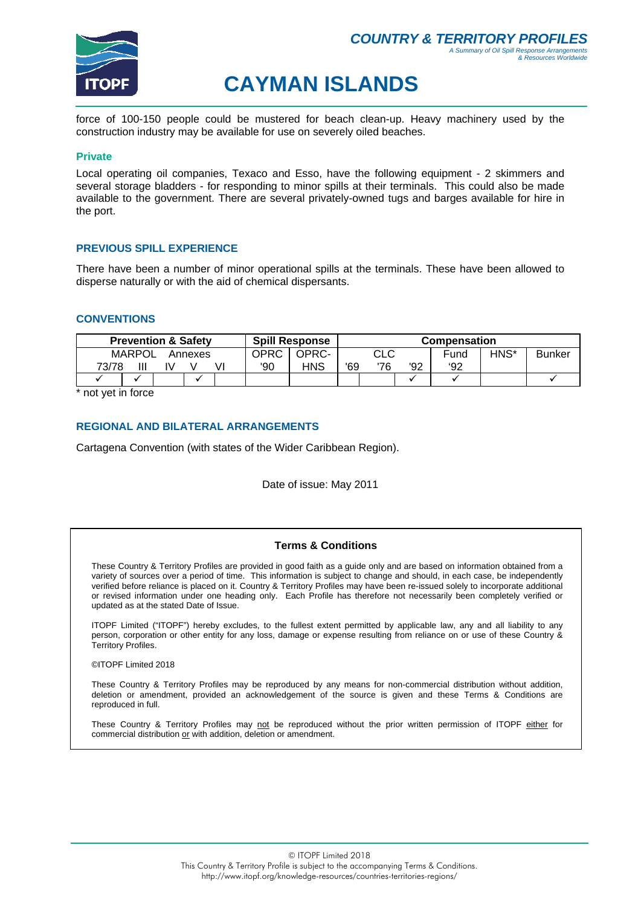force of 100-150 people could be mustered for beach clean-up. Heavy machinery used by the construction industry may be available for use on severely oiled beaches.

### Private

Local operating oil companies, Texaco and Esso, have the following equipment - 2 skimmers and several storage bladders - for responding to minor spills at their terminals. This could also be made available to the government. There are several privately-owned tugs and barges available for hire in the port.

## PREVIOUS SPILL EXPERIENCE

There have been a number of minor operational spills at the terminals. These have been allowed to disperse naturally or with the aid of chemical dispersants.

## CONVENTIONS

| Prevention & Safety | | | | | Spill Response | | Compensation | | | | | |
|---|---|---|---|---|---|---|---|---|---|---|---|---|
| MARPOL | Annexes | | | | OPRC | OPRC- | | CLC | | Fund | HNS* | Bunker |
| 73/78 | III | IV | V | VI | '90 | HNS | '69 | '76 | '92 | '92 | | |
| ✓ | ✓ | | ✓ | | | | | | ✓ | ✓ | | ✓ |

\* not yet in force

## REGIONAL AND BILATERAL ARRANGEMENTS

Cartagena Convention (with states of the Wider Caribbean Region).

Date of issue: May 2011

**Terms & Conditions**

These Country & Territory Profiles are provided in good faith as a guide only and are based on information obtained from a variety of sources over a period of time. This information is subject to change and should, in each case, be independently verified before reliance is placed on it. Country & Territory Profiles may have been re-issued solely to incorporate additional or revised information under one heading only. Each Profile has therefore not necessarily been completely verified or updated as at the stated Date of Issue.

ITOPF Limited ("ITOPF") hereby excludes, to the fullest extent permitted by applicable law, any and all liability to any person, corporation or other entity for any loss, damage or expense resulting from reliance on or use of these Country & Territory Profiles.

©ITOPF Limited 2018

These Country & Territory Profiles may be reproduced by any means for non-commercial distribution without addition, deletion or amendment, provided an acknowledgement of the source is given and these Terms & Conditions are reproduced in full.

These Country & Territory Profiles may not be reproduced without the prior written permission of ITOPF either for commercial distribution or with addition, deletion or amendment.